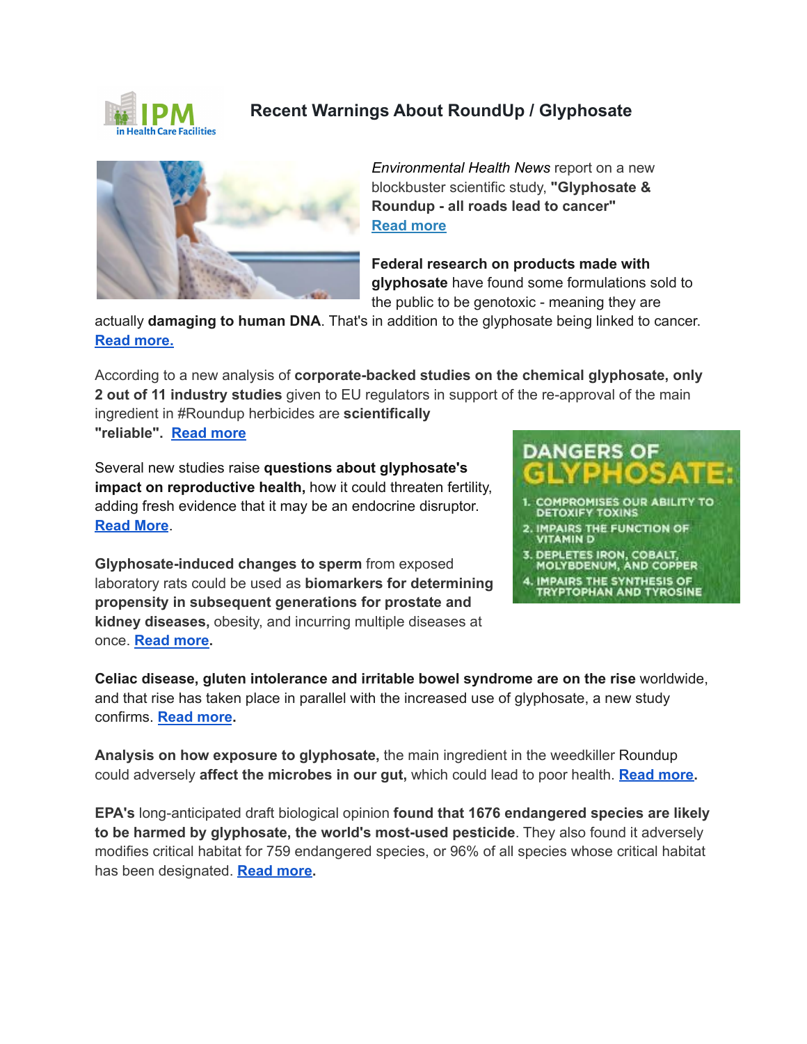# Recent Warnings About RoundUp / Glyphosate

*Environmental Health News* report on a new blockbuster scientific study, **"Glyphosate & Roundup - all roads lead to cancer"** Read more

**Federal research on products made with glyphosate** have found some formulations sold to the public to be genotoxic - meaning they are actually **damaging to human DNA**. That's in addition to the glyphosate being linked to cancer. **Read more.**

According to a new analysis of **corporate-backed studies on the chemical glyphosate, only 2 out of 11 industry studies** given to EU regulators in support of the re-approval of the main ingredient in #Roundup herbicides are **scientifically "reliable"**. Read more

Several new studies raise **questions about glyphosate's impact on reproductive health,** how it could threaten fertility, adding fresh evidence that it may be an endocrine disruptor. Read More.

**Glyphosate-induced changes to sperm** from exposed laboratory rats could be used as **biomarkers for determining propensity in subsequent generations for prostate and kidney diseases,** obesity, and incurring multiple diseases at once. **Read more.**

DANGERS OF GLYPHOSATE:

1. COMPROMISES OUR ABILITY TO DETOXIFY TOXINS
2. IMPAIRS THE FUNCTION OF VITAMIN D
3. DEPLETES IRON, COBALT, MOLYBDENUM, AND COPPER
4. IMPAIRS THE SYNTHESIS OF TRYPTOPHAN AND TYROSINE

**Celiac disease, gluten intolerance and irritable bowel syndrome are on the rise** worldwide, and that rise has taken place in parallel with the increased use of glyphosate, a new study confirms. **Read more.**

**Analysis on how exposure to glyphosate,** the main ingredient in the weedkiller Roundup could adversely **affect the microbes in our gut,** which could lead to poor health. **Read more.**

**EPA's** long-anticipated draft biological opinion **found that 1676 endangered species are likely to be harmed by glyphosate, the world's most-used pesticide**. They also found it adversely modifies critical habitat for 759 endangered species, or 96% of all species whose critical habitat has been designated. **Read more.**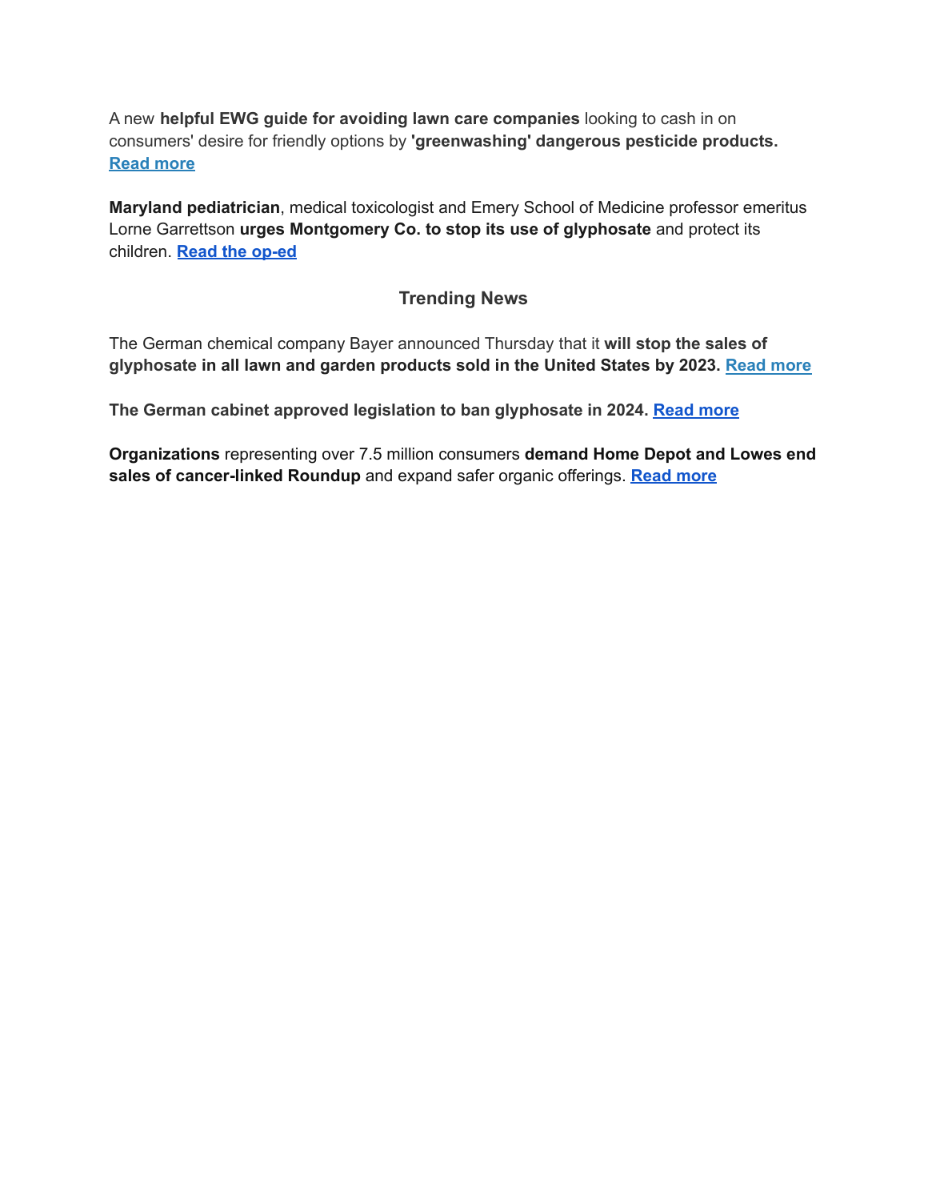A new **helpful EWG guide for avoiding lawn care companies** looking to cash in on consumers' desire for friendly options by **'greenwashing' dangerous pesticide products.** **Read more**

**Maryland pediatrician**, medical toxicologist and Emery School of Medicine professor emeritus Lorne Garrettson **urges Montgomery Co. to stop its use of glyphosate** and protect its children. **Read the op-ed**

### Trending News

The German chemical company Bayer announced Thursday that it **will stop the sales of glyphosate in all lawn and garden products sold in the United States by 2023.** **Read more**

**The German cabinet approved legislation to ban glyphosate in 2024.** **Read more**

**Organizations** representing over 7.5 million consumers **demand Home Depot and Lowes end sales of cancer-linked Roundup** and expand safer organic offerings. **Read more**